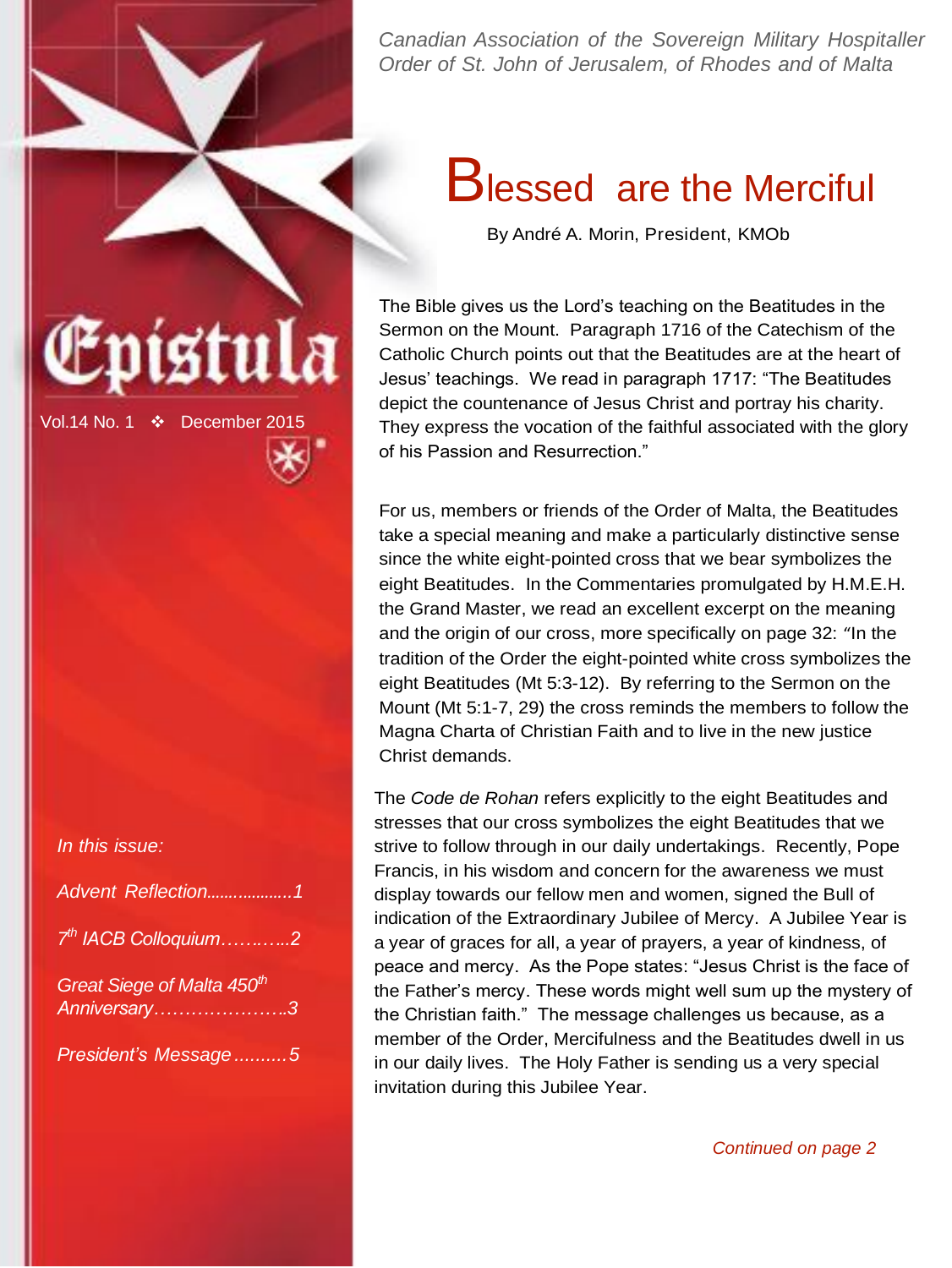*Canadian Association of the Sovereign Military Hospitaller Order of St. John of Jerusalem, of Rhodes and of Malta*

# Epistula

Vol.14 No. 1 ❖ December 2015

*In this issue:*

*Advent Reflection....................1*

*7th IACB Colloquium………..…..2*

*Great Siege of Malta 450th Anniversary…………………..3*

*President's Message ..........5*

# Blessed are the Merciful

By André A. Morin, President, KMOb

The Bible gives us the Lord's teaching on the Beatitudes in the Sermon on the Mount. Paragraph 1716 of the Catechism of the Catholic Church points out that the Beatitudes are at the heart of Jesus' teachings. We read in paragraph 1717: "The Beatitudes depict the countenance of Jesus Christ and portray his charity. They express the vocation of the faithful associated with the glory of his Passion and Resurrection."

For us, members or friends of the Order of Malta, the Beatitudes take a special meaning and make a particularly distinctive sense since the white eight-pointed cross that we bear symbolizes the eight Beatitudes. In the Commentaries promulgated by H.M.E.H. the Grand Master, we read an excellent excerpt on the meaning and the origin of our cross, more specifically on page 32: "In the tradition of the Order the eight-pointed white cross symbolizes the eight Beatitudes (Mt 5:3-12). By referring to the Sermon on the Mount (Mt 5:1-7, 29) the cross reminds the members to follow the Magna Charta of Christian Faith and to live in the new justice Christ demands.

The *Code de Rohan* refers explicitly to the eight Beatitudes and stresses that our cross symbolizes the eight Beatitudes that we strive to follow through in our daily undertakings. Recently, Pope Francis, in his wisdom and concern for the awareness we must display towards our fellow men and women, signed the Bull of indication of the Extraordinary Jubilee of Mercy. A Jubilee Year is a year of graces for all, a year of prayers, a year of kindness, of peace and mercy. As the Pope states: "Jesus Christ is the face of the Father's mercy. These words might well sum up the mystery of the Christian faith." The message challenges us because, as a member of the Order, Mercifulness and the Beatitudes dwell in us in our daily lives. The Holy Father is sending us a very special invitation during this Jubilee Year.

*Continued on page 2*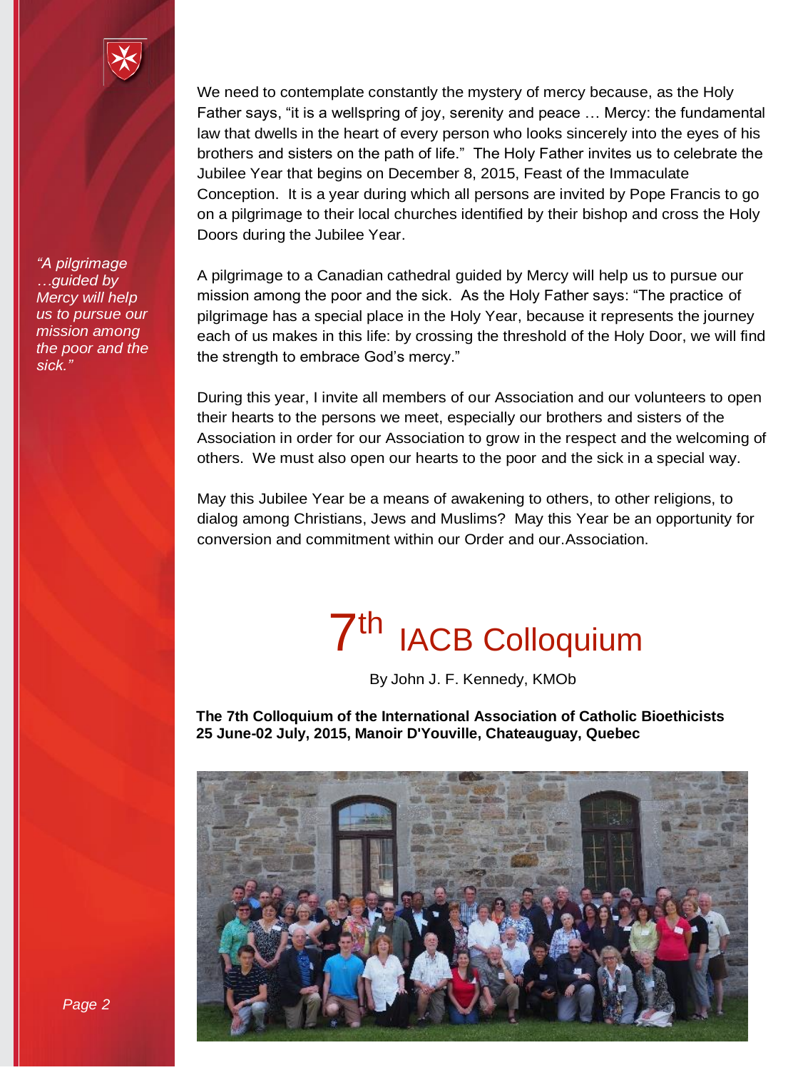We need to contemplate constantly the mystery of mercy because, as the Holy Father says, “it is a wellspring of joy, serenity and peace … Mercy: the fundamental law that dwells in the heart of every person who looks sincerely into the eyes of his brothers and sisters on the path of life.” The Holy Father invites us to celebrate the Jubilee Year that begins on December 8, 2015, Feast of the Immaculate Conception. It is a year during which all persons are invited by Pope Francis to go on a pilgrimage to their local churches identified by their bishop and cross the Holy Doors during the Jubilee Year.

*“A pilgrimage …guided by Mercy will help us to pursue our mission among the poor and the sick.”*

A pilgrimage to a Canadian cathedral guided by Mercy will help us to pursue our mission among the poor and the sick. As the Holy Father says: “The practice of pilgrimage has a special place in the Holy Year, because it represents the journey each of us makes in this life: by crossing the threshold of the Holy Door, we will find the strength to embrace God’s mercy.”

During this year, I invite all members of our Association and our volunteers to open their hearts to the persons we meet, especially our brothers and sisters of the Association in order for our Association to grow in the respect and the welcoming of others. We must also open our hearts to the poor and the sick in a special way.

May this Jubilee Year be a means of awakening to others, to other religions, to dialog among Christians, Jews and Muslims? May this Year be an opportunity for conversion and commitment within our Order and our.Association.

# 7th IACB Colloquium

By John J. F. Kennedy, KMOb

**The 7th Colloquium of the International Association of Catholic Bioethicists 25 June-02 July, 2015, Manoir D'Youville, Chateauguay, Quebec**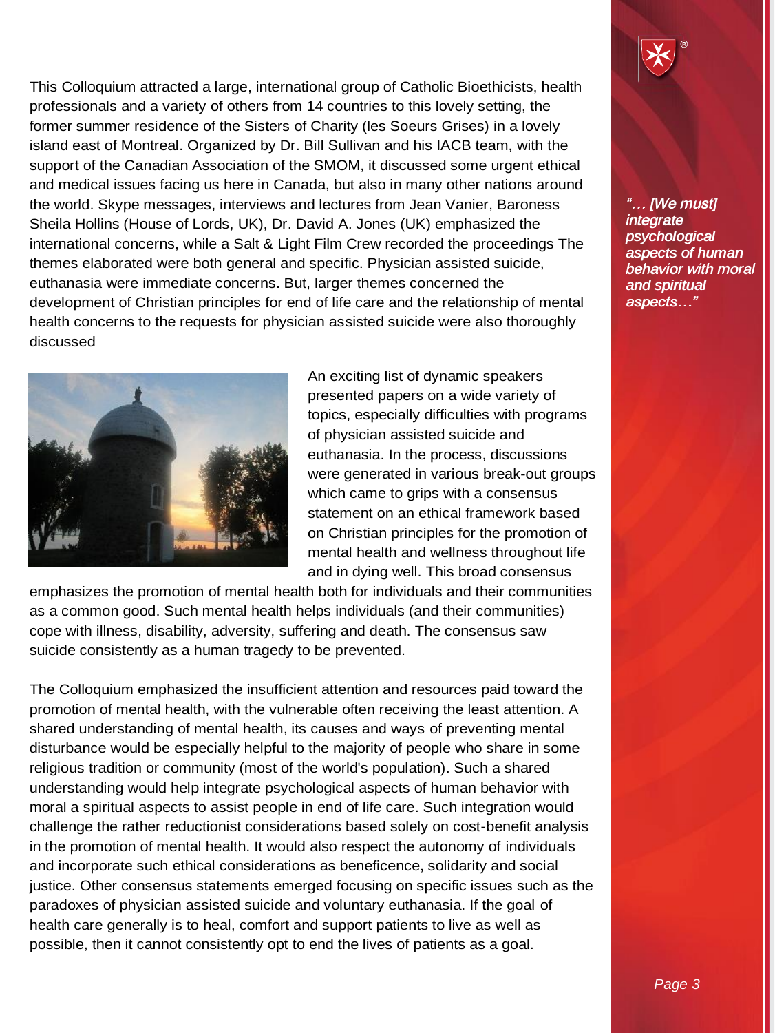This Colloquium attracted a large, international group of Catholic Bioethicists, health professionals and a variety of others from 14 countries to this lovely setting, the former summer residence of the Sisters of Charity (les Soeurs Grises) in a lovely island east of Montreal. Organized by Dr. Bill Sullivan and his IACB team, with the support of the Canadian Association of the SMOM, it discussed some urgent ethical and medical issues facing us here in Canada, but also in many other nations around the world. Skype messages, interviews and lectures from Jean Vanier, Baroness Sheila Hollins (House of Lords, UK), Dr. David A. Jones (UK) emphasized the international concerns, while a Salt & Light Film Crew recorded the proceedings The themes elaborated were both general and specific. Physician assisted suicide, euthanasia were immediate concerns. But, larger themes concerned the development of Christian principles for end of life care and the relationship of mental health concerns to the requests for physician assisted suicide were also thoroughly discussed

*"… [We must] integrate psychological aspects of human behavior with moral and spiritual aspects…"*

An exciting list of dynamic speakers presented papers on a wide variety of topics, especially difficulties with programs of physician assisted suicide and euthanasia. In the process, discussions were generated in various break-out groups which came to grips with a consensus statement on an ethical framework based on Christian principles for the promotion of mental health and wellness throughout life and in dying well. This broad consensus emphasizes the promotion of mental health both for individuals and their communities as a common good. Such mental health helps individuals (and their communities) cope with illness, disability, adversity, suffering and death. The consensus saw suicide consistently as a human tragedy to be prevented.

The Colloquium emphasized the insufficient attention and resources paid toward the promotion of mental health, with the vulnerable often receiving the least attention. A shared understanding of mental health, its causes and ways of preventing mental disturbance would be especially helpful to the majority of people who share in some religious tradition or community (most of the world's population). Such a shared understanding would help integrate psychological aspects of human behavior with moral a spiritual aspects to assist people in end of life care. Such integration would challenge the rather reductionist considerations based solely on cost-benefit analysis in the promotion of mental health. It would also respect the autonomy of individuals and incorporate such ethical considerations as beneficence, solidarity and social justice. Other consensus statements emerged focusing on specific issues such as the paradoxes of physician assisted suicide and voluntary euthanasia. If the goal of health care generally is to heal, comfort and support patients to live as well as possible, then it cannot consistently opt to end the lives of patients as a goal.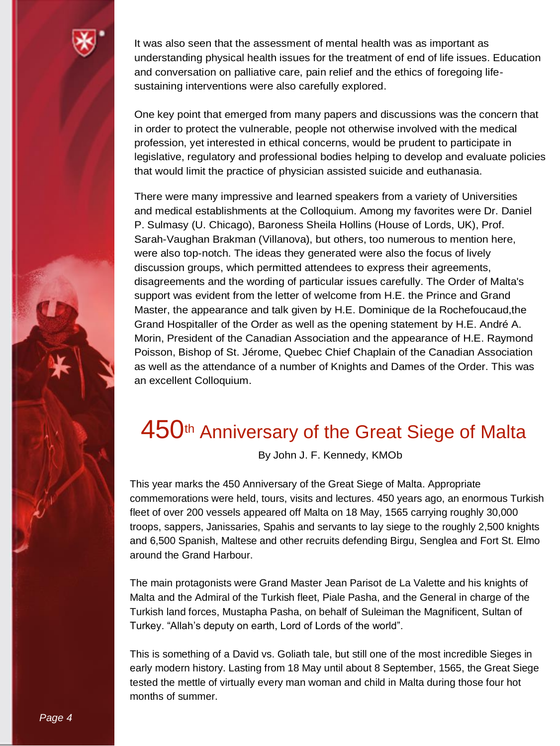It was also seen that the assessment of mental health was as important as understanding physical health issues for the treatment of end of life issues. Education and conversation on palliative care, pain relief and the ethics of foregoing life-sustaining interventions were also carefully explored.

One key point that emerged from many papers and discussions was the concern that in order to protect the vulnerable, people not otherwise involved with the medical profession, yet interested in ethical concerns, would be prudent to participate in legislative, regulatory and professional bodies helping to develop and evaluate policies that would limit the practice of physician assisted suicide and euthanasia.

There were many impressive and learned speakers from a variety of Universities and medical establishments at the Colloquium. Among my favorites were Dr. Daniel P. Sulmasy (U. Chicago), Baroness Sheila Hollins (House of Lords, UK), Prof. Sarah-Vaughan Brakman (Villanova), but others, too numerous to mention here, were also top-notch. The ideas they generated were also the focus of lively discussion groups, which permitted attendees to express their agreements, disagreements and the wording of particular issues carefully. The Order of Malta's support was evident from the letter of welcome from H.E. the Prince and Grand Master, the appearance and talk given by H.E. Dominique de la Rochefoucaud,the Grand Hospitaller of the Order as well as the opening statement by H.E. André A. Morin, President of the Canadian Association and the appearance of H.E. Raymond Poisson, Bishop of St. Jérome, Quebec Chief Chaplain of the Canadian Association as well as the attendance of a number of Knights and Dames of the Order. This was an excellent Colloquium.

# 450th Anniversary of the Great Siege of Malta

By John J. F. Kennedy, KMOb

This year marks the 450 Anniversary of the Great Siege of Malta. Appropriate commemorations were held, tours, visits and lectures. 450 years ago, an enormous Turkish fleet of over 200 vessels appeared off Malta on 18 May, 1565 carrying roughly 30,000 troops, sappers, Janissaries, Spahis and servants to lay siege to the roughly 2,500 knights and 6,500 Spanish, Maltese and other recruits defending Birgu, Senglea and Fort St. Elmo around the Grand Harbour.

The main protagonists were Grand Master Jean Parisot de La Valette and his knights of Malta and the Admiral of the Turkish fleet, Piale Pasha, and the General in charge of the Turkish land forces, Mustapha Pasha, on behalf of Suleiman the Magnificent, Sultan of Turkey. "Allah's deputy on earth, Lord of Lords of the world".

This is something of a David vs. Goliath tale, but still one of the most incredible Sieges in early modern history. Lasting from 18 May until about 8 September, 1565, the Great Siege tested the mettle of virtually every man woman and child in Malta during those four hot months of summer.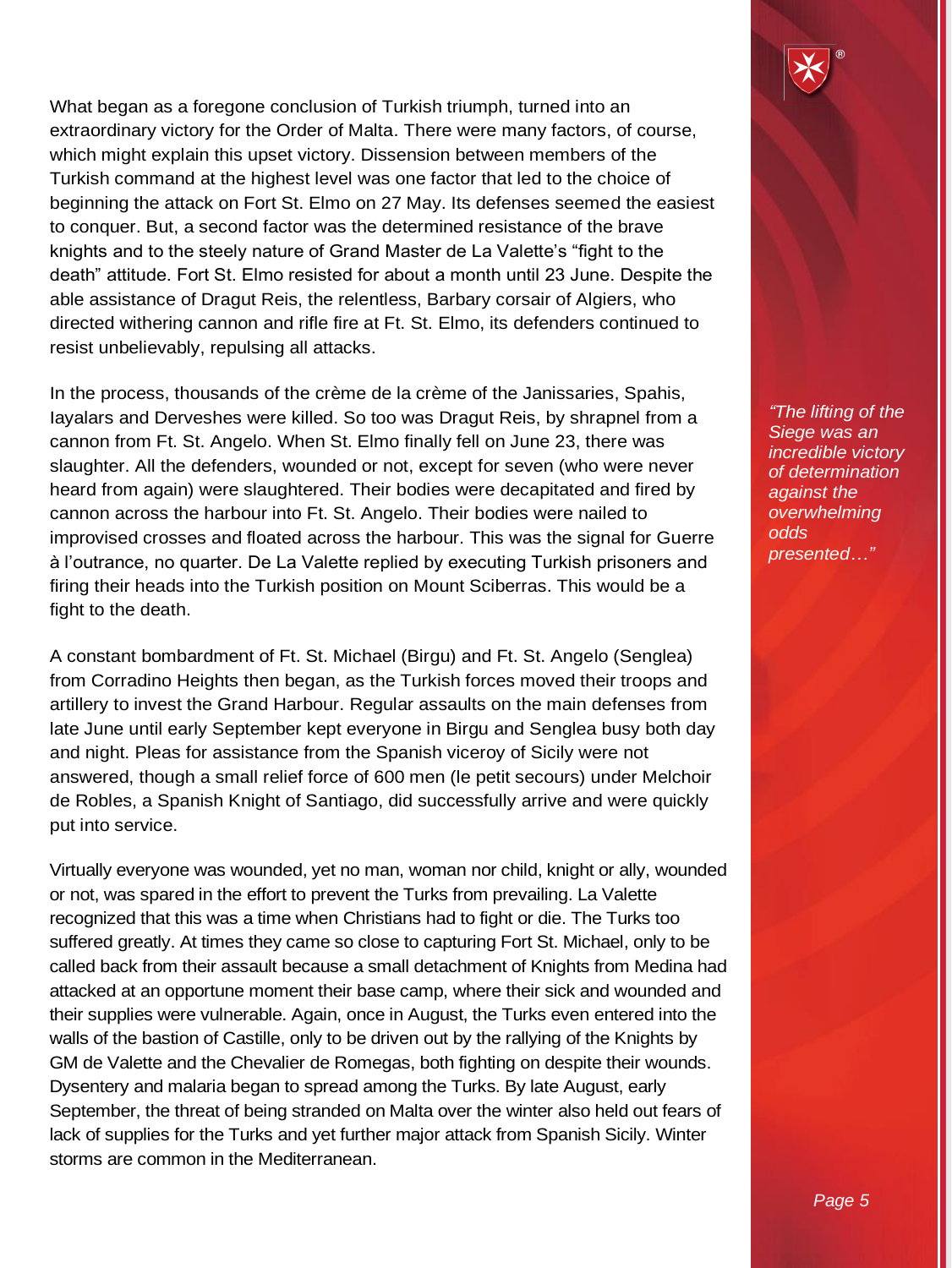What began as a foregone conclusion of Turkish triumph, turned into an extraordinary victory for the Order of Malta. There were many factors, of course, which might explain this upset victory. Dissension between members of the Turkish command at the highest level was one factor that led to the choice of beginning the attack on Fort St. Elmo on 27 May. Its defenses seemed the easiest to conquer. But, a second factor was the determined resistance of the brave knights and to the steely nature of Grand Master de La Valette's "fight to the death" attitude. Fort St. Elmo resisted for about a month until 23 June. Despite the able assistance of Dragut Reis, the relentless, Barbary corsair of Algiers, who directed withering cannon and rifle fire at Ft. St. Elmo, its defenders continued to resist unbelievably, repulsing all attacks.

In the process, thousands of the crème de la crème of the Janissaries, Spahis, Iayalars and Derveshes were killed. So too was Dragut Reis, by shrapnel from a cannon from Ft. St. Angelo. When St. Elmo finally fell on June 23, there was slaughter. All the defenders, wounded or not, except for seven (who were never heard from again) were slaughtered. Their bodies were decapitated and fired by cannon across the harbour into Ft. St. Angelo. Their bodies were nailed to improvised crosses and floated across the harbour. This was the signal for Guerre à l'outrance, no quarter. De La Valette replied by executing Turkish prisoners and firing their heads into the Turkish position on Mount Sciberras. This would be a fight to the death.

*"The lifting of the Siege was an incredible victory of determination against the overwhelming odds presented…"*

A constant bombardment of Ft. St. Michael (Birgu) and Ft. St. Angelo (Senglea) from Corradino Heights then began, as the Turkish forces moved their troops and artillery to invest the Grand Harbour. Regular assaults on the main defenses from late June until early September kept everyone in Birgu and Senglea busy both day and night. Pleas for assistance from the Spanish viceroy of Sicily were not answered, though a small relief force of 600 men (le petit secours) under Melchoir de Robles, a Spanish Knight of Santiago, did successfully arrive and were quickly put into service.

Virtually everyone was wounded, yet no man, woman nor child, knight or ally, wounded or not, was spared in the effort to prevent the Turks from prevailing. La Valette recognized that this was a time when Christians had to fight or die. The Turks too suffered greatly. At times they came so close to capturing Fort St. Michael, only to be called back from their assault because a small detachment of Knights from Medina had attacked at an opportune moment their base camp, where their sick and wounded and their supplies were vulnerable. Again, once in August, the Turks even entered into the walls of the bastion of Castille, only to be driven out by the rallying of the Knights by GM de Valette and the Chevalier de Romegas, both fighting on despite their wounds. Dysentery and malaria began to spread among the Turks. By late August, early September, the threat of being stranded on Malta over the winter also held out fears of lack of supplies for the Turks and yet further major attack from Spanish Sicily. Winter storms are common in the Mediterranean.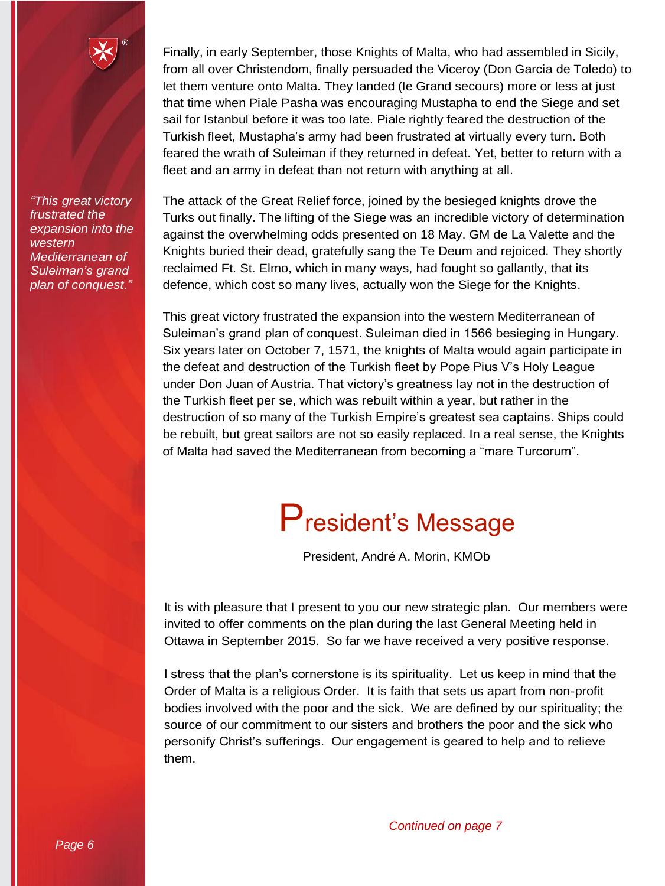*"This great victory frustrated the expansion into the western Mediterranean of Suleiman's grand plan of conquest."*

Finally, in early September, those Knights of Malta, who had assembled in Sicily, from all over Christendom, finally persuaded the Viceroy (Don Garcia de Toledo) to let them venture onto Malta. They landed (le Grand secours) more or less at just that time when Piale Pasha was encouraging Mustapha to end the Siege and set sail for Istanbul before it was too late. Piale rightly feared the destruction of the Turkish fleet, Mustapha's army had been frustrated at virtually every turn. Both feared the wrath of Suleiman if they returned in defeat. Yet, better to return with a fleet and an army in defeat than not return with anything at all.

The attack of the Great Relief force, joined by the besieged knights drove the Turks out finally. The lifting of the Siege was an incredible victory of determination against the overwhelming odds presented on 18 May. GM de La Valette and the Knights buried their dead, gratefully sang the Te Deum and rejoiced. They shortly reclaimed Ft. St. Elmo, which in many ways, had fought so gallantly, that its defence, which cost so many lives, actually won the Siege for the Knights.

This great victory frustrated the expansion into the western Mediterranean of Suleiman's grand plan of conquest. Suleiman died in 1566 besieging in Hungary. Six years later on October 7, 1571, the knights of Malta would again participate in the defeat and destruction of the Turkish fleet by Pope Pius V's Holy League under Don Juan of Austria. That victory's greatness lay not in the destruction of the Turkish fleet per se, which was rebuilt within a year, but rather in the destruction of so many of the Turkish Empire's greatest sea captains. Ships could be rebuilt, but great sailors are not so easily replaced. In a real sense, the Knights of Malta had saved the Mediterranean from becoming a "mare Turcorum".

# President's Message

President, André A. Morin, KMOb

It is with pleasure that I present to you our new strategic plan. Our members were invited to offer comments on the plan during the last General Meeting held in Ottawa in September 2015. So far we have received a very positive response.

I stress that the plan's cornerstone is its spirituality. Let us keep in mind that the Order of Malta is a religious Order. It is faith that sets us apart from non-profit bodies involved with the poor and the sick. We are defined by our spirituality; the source of our commitment to our sisters and brothers the poor and the sick who personify Christ's sufferings. Our engagement is geared to help and to relieve them.

*Continued on page 7*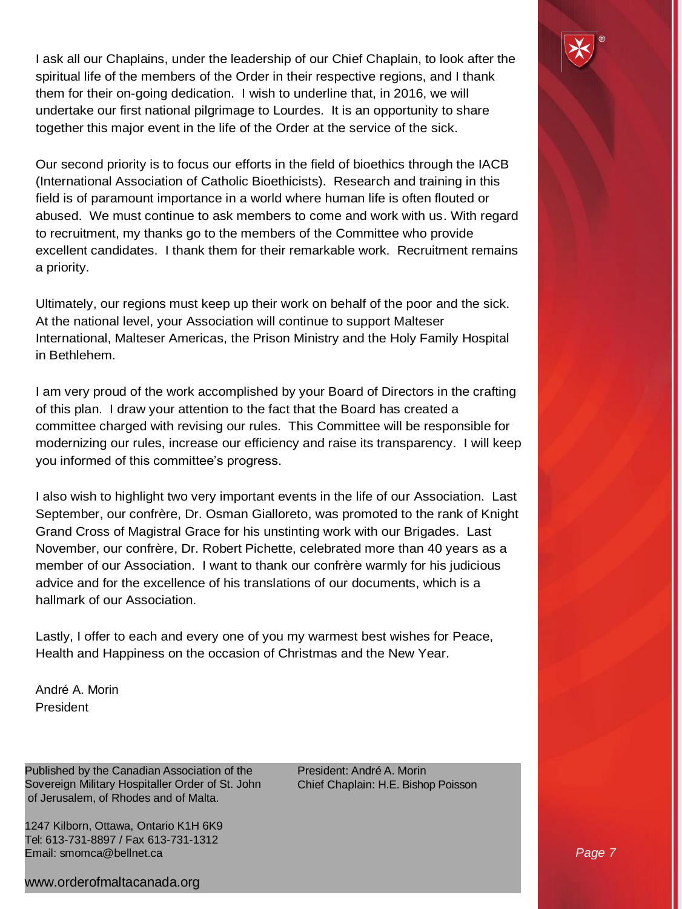I ask all our Chaplains, under the leadership of our Chief Chaplain, to look after the spiritual life of the members of the Order in their respective regions, and I thank them for their on-going dedication. I wish to underline that, in 2016, we will undertake our first national pilgrimage to Lourdes. It is an opportunity to share together this major event in the life of the Order at the service of the sick.

Our second priority is to focus our efforts in the field of bioethics through the IACB (International Association of Catholic Bioethicists). Research and training in this field is of paramount importance in a world where human life is often flouted or abused. We must continue to ask members to come and work with us. With regard to recruitment, my thanks go to the members of the Committee who provide excellent candidates. I thank them for their remarkable work. Recruitment remains a priority.

Ultimately, our regions must keep up their work on behalf of the poor and the sick. At the national level, your Association will continue to support Malteser International, Malteser Americas, the Prison Ministry and the Holy Family Hospital in Bethlehem.

I am very proud of the work accomplished by your Board of Directors in the crafting of this plan. I draw your attention to the fact that the Board has created a committee charged with revising our rules. This Committee will be responsible for modernizing our rules, increase our efficiency and raise its transparency. I will keep you informed of this committee's progress.

I also wish to highlight two very important events in the life of our Association. Last September, our confrère, Dr. Osman Gialloreto, was promoted to the rank of Knight Grand Cross of Magistral Grace for his unstinting work with our Brigades. Last November, our confrère, Dr. Robert Pichette, celebrated more than 40 years as a member of our Association. I want to thank our confrère warmly for his judicious advice and for the excellence of his translations of our documents, which is a hallmark of our Association.

Lastly, I offer to each and every one of you my warmest best wishes for Peace, Health and Happiness on the occasion of Christmas and the New Year.

André A. Morin
President

Published by the Canadian Association of the Sovereign Military Hospitaller Order of St. John of Jerusalem, of Rhodes and of Malta.

1247 Kilborn, Ottawa, Ontario K1H 6K9
Tel: 613-731-8897 / Fax 613-731-1312
Email: smomca@bellnet.ca

www.orderofmaltacanada.org

President: André A. Morin
Chief Chaplain: H.E. Bishop Poisson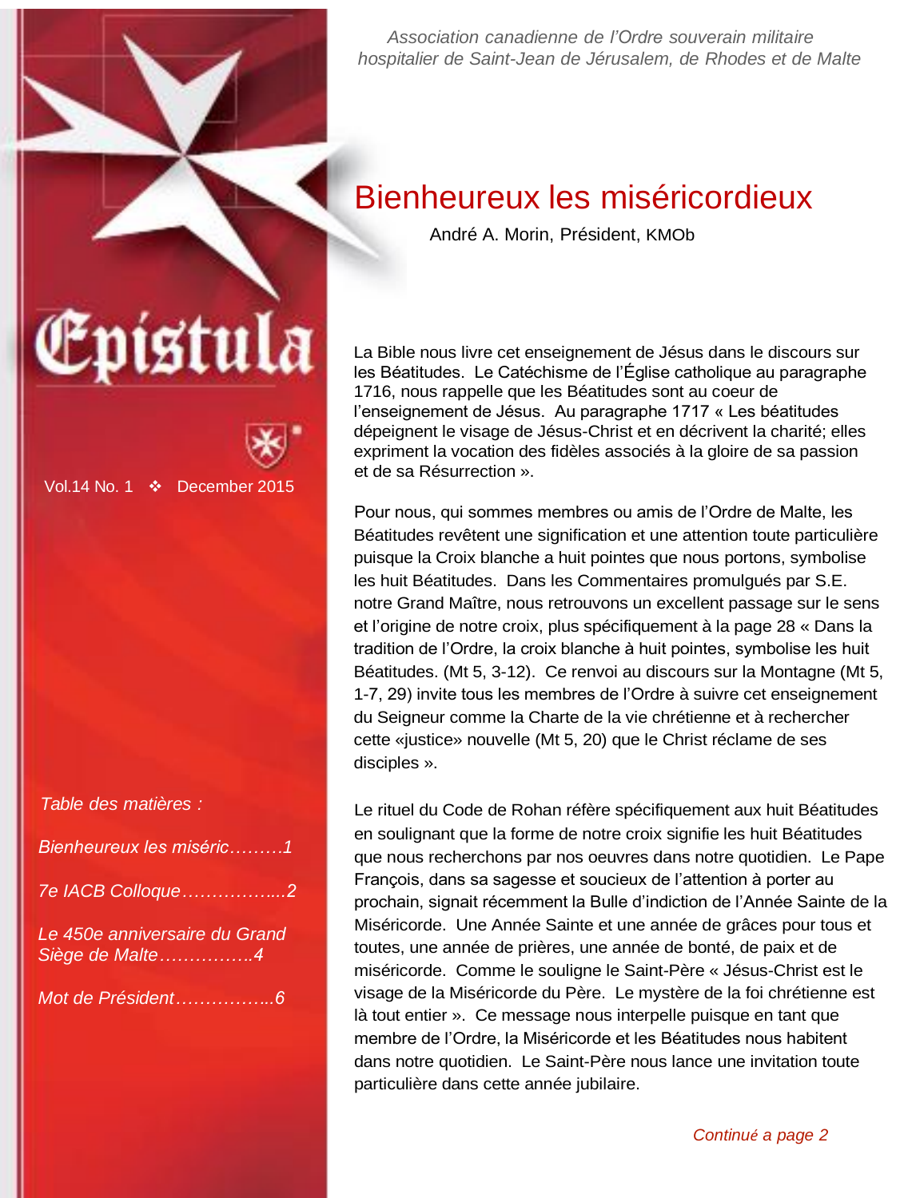Association canadienne de l'Ordre souverain militaire hospitalier de Saint-Jean de Jérusalem, de Rhodes et de Malte

# Epistula

Vol.14 No. 1 ❖ December 2015

*Table des matières :*

*Bienheureux les miséric………1*

*7e IACB Colloque……………...2*

*Le 450e anniversaire du Grand Siège de Malte…………….4*

*Mot de Président……………..6*

# Bienheureux les miséricordieux

André A. Morin, Président, KMOb

La Bible nous livre cet enseignement de Jésus dans le discours sur les Béatitudes. Le Catéchisme de l'Église catholique au paragraphe 1716, nous rappelle que les Béatitudes sont au coeur de l'enseignement de Jésus. Au paragraphe 1717 « Les béatitudes dépeignent le visage de Jésus-Christ et en décrivent la charité; elles expriment la vocation des fidèles associés à la gloire de sa passion et de sa Résurrection ».

Pour nous, qui sommes membres ou amis de l'Ordre de Malte, les Béatitudes revêtent une signification et une attention toute particulière puisque la Croix blanche a huit pointes que nous portons, symbolise les huit Béatitudes. Dans les Commentaires promulgués par S.E. notre Grand Maître, nous retrouvons un excellent passage sur le sens et l'origine de notre croix, plus spécifiquement à la page 28 « Dans la tradition de l'Ordre, la croix blanche à huit pointes, symbolise les huit Béatitudes. (Mt 5, 3-12). Ce renvoi au discours sur la Montagne (Mt 5, 1-7, 29) invite tous les membres de l'Ordre à suivre cet enseignement du Seigneur comme la Charte de la vie chrétienne et à rechercher cette «justice» nouvelle (Mt 5, 20) que le Christ réclame de ses disciples ».

Le rituel du Code de Rohan réfère spécifiquement aux huit Béatitudes en soulignant que la forme de notre croix signifie les huit Béatitudes que nous recherchons par nos oeuvres dans notre quotidien. Le Pape François, dans sa sagesse et soucieux de l'attention à porter au prochain, signait récemment la Bulle d'indiction de l'Année Sainte de la Miséricorde. Une Année Sainte et une année de grâces pour tous et toutes, une année de prières, une année de bonté, de paix et de miséricorde. Comme le souligne le Saint-Père « Jésus-Christ est le visage de la Miséricorde du Père. Le mystère de la foi chrétienne est là tout entier ». Ce message nous interpelle puisque en tant que membre de l'Ordre, la Miséricorde et les Béatitudes nous habitent dans notre quotidien. Le Saint-Père nous lance une invitation toute particulière dans cette année jubilaire.

*Continué a page 2*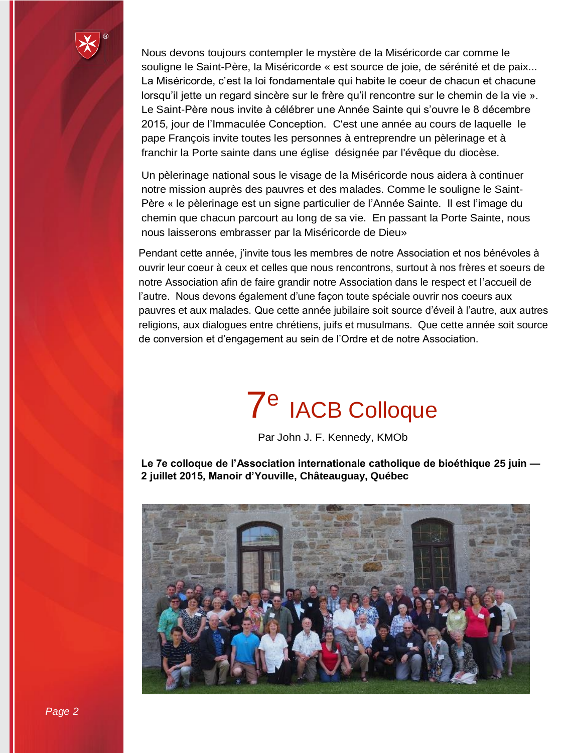Nous devons toujours contempler le mystère de la Miséricorde car comme le souligne le Saint-Père, la Miséricorde « est source de joie, de sérénité et de paix... La Miséricorde, c'est la loi fondamentale qui habite le coeur de chacun et chacune lorsqu'il jette un regard sincère sur le frère qu'il rencontre sur le chemin de la vie ». Le Saint-Père nous invite à célébrer une Année Sainte qui s'ouvre le 8 décembre 2015, jour de l'Immaculée Conception. C'est une année au cours de laquelle le pape François invite toutes les personnes à entreprendre un pèlerinage et à franchir la Porte sainte dans une église désignée par l'évêque du diocèse.

Un pèlerinage national sous le visage de la Miséricorde nous aidera à continuer notre mission auprès des pauvres et des malades. Comme le souligne le Saint-Père « le pèlerinage est un signe particulier de l'Année Sainte. Il est l'image du chemin que chacun parcourt au long de sa vie. En passant la Porte Sainte, nous nous laisserons embrasser par la Miséricorde de Dieu»

Pendant cette année, j'invite tous les membres de notre Association et nos bénévoles à ouvrir leur coeur à ceux et celles que nous rencontrons, surtout à nos frères et soeurs de notre Association afin de faire grandir notre Association dans le respect et l'accueil de l'autre. Nous devons également d'une façon toute spéciale ouvrir nos coeurs aux pauvres et aux malades. Que cette année jubilaire soit source d'éveil à l'autre, aux autres religions, aux dialogues entre chrétiens, juifs et musulmans. Que cette année soit source de conversion et d'engagement au sein de l'Ordre et de notre Association.

# 7e IACB Colloque

Par John J. F. Kennedy, KMOb

**Le 7e colloque de l'Association internationale catholique de bioéthique 25 juin — 2 juillet 2015, Manoir d'Youville, Châteauguay, Québec**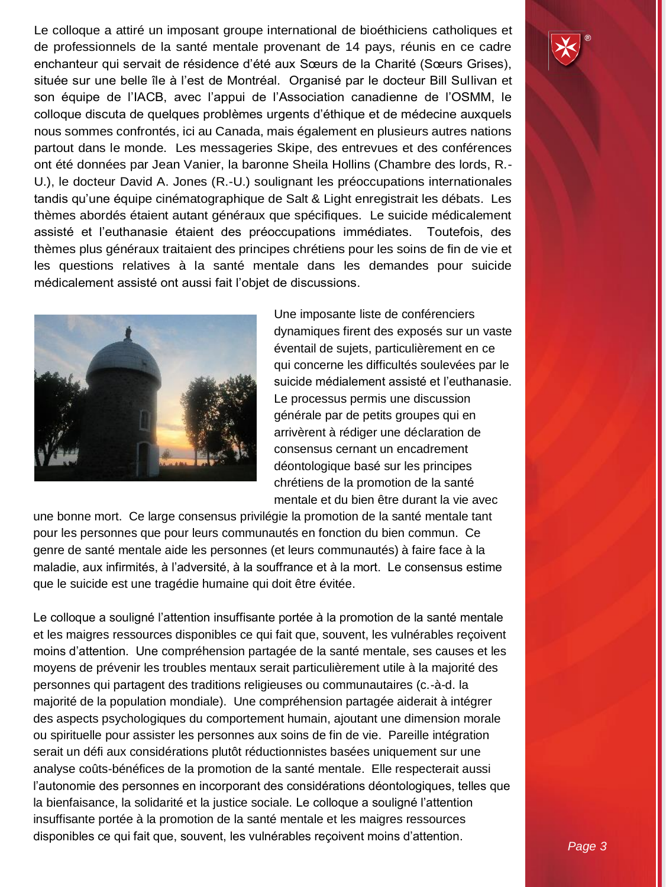Le colloque a attiré un imposant groupe international de bioéthiciens catholiques et de professionnels de la santé mentale provenant de 14 pays, réunis en ce cadre enchanteur qui servait de résidence d'été aux Sœurs de la Charité (Sœurs Grises), située sur une belle île à l'est de Montréal. Organisé par le docteur Bill Sullivan et son équipe de l'IACB, avec l'appui de l'Association canadienne de l'OSMM, le colloque discuta de quelques problèmes urgents d'éthique et de médecine auxquels nous sommes confrontés, ici au Canada, mais également en plusieurs autres nations partout dans le monde. Les messageries Skipe, des entrevues et des conférences ont été données par Jean Vanier, la baronne Sheila Hollins (Chambre des lords, R.-U.), le docteur David A. Jones (R.-U.) soulignant les préoccupations internationales tandis qu'une équipe cinématographique de Salt & Light enregistrait les débats. Les thèmes abordés étaient autant généraux que spécifiques. Le suicide médicalement assisté et l'euthanasie étaient des préoccupations immédiates. Toutefois, des thèmes plus généraux traitaient des principes chrétiens pour les soins de fin de vie et les questions relatives à la santé mentale dans les demandes pour suicide médicalement assisté ont aussi fait l'objet de discussions.

Une imposante liste de conférenciers dynamiques firent des exposés sur un vaste éventail de sujets, particulièrement en ce qui concerne les difficultés soulevées par le suicide médialement assisté et l'euthanasie. Le processus permis une discussion générale par de petits groupes qui en arrivèrent à rédiger une déclaration de consensus cernant un encadrement déontologique basé sur les principes chrétiens de la promotion de la santé mentale et du bien être durant la vie avec une bonne mort. Ce large consensus privilégie la promotion de la santé mentale tant pour les personnes que pour leurs communautés en fonction du bien commun. Ce genre de santé mentale aide les personnes (et leurs communautés) à faire face à la maladie, aux infirmités, à l'adversité, à la souffrance et à la mort. Le consensus estime que le suicide est une tragédie humaine qui doit être évitée.

Le colloque a souligné l'attention insuffisante portée à la promotion de la santé mentale et les maigres ressources disponibles ce qui fait que, souvent, les vulnérables reçoivent moins d'attention. Une compréhension partagée de la santé mentale, ses causes et les moyens de prévenir les troubles mentaux serait particulièrement utile à la majorité des personnes qui partagent des traditions religieuses ou communautaires (c.-à-d. la majorité de la population mondiale). Une compréhension partagée aiderait à intégrer des aspects psychologiques du comportement humain, ajoutant une dimension morale ou spirituelle pour assister les personnes aux soins de fin de vie. Pareille intégration serait un défi aux considérations plutôt réductionnistes basées uniquement sur une analyse coûts-bénéfices de la promotion de la santé mentale. Elle respecterait aussi l'autonomie des personnes en incorporant des considérations déontologiques, telles que la bienfaisance, la solidarité et la justice sociale. Le colloque a souligné l'attention insuffisante portée à la promotion de la santé mentale et les maigres ressources disponibles ce qui fait que, souvent, les vulnérables reçoivent moins d'attention.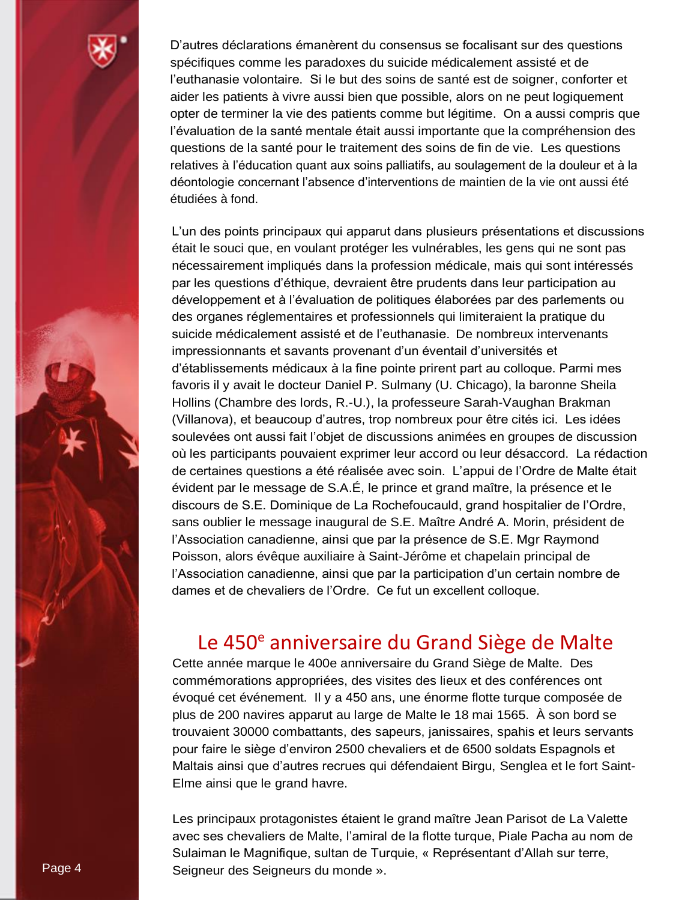D'autres déclarations émanèrent du consensus se focalisant sur des questions spécifiques comme les paradoxes du suicide médicalement assisté et de l'euthanasie volontaire. Si le but des soins de santé est de soigner, conforter et aider les patients à vivre aussi bien que possible, alors on ne peut logiquement opter de terminer la vie des patients comme but légitime. On a aussi compris que l'évaluation de la santé mentale était aussi importante que la compréhension des questions de la santé pour le traitement des soins de fin de vie. Les questions relatives à l'éducation quant aux soins palliatifs, au soulagement de la douleur et à la déontologie concernant l'absence d'interventions de maintien de la vie ont aussi été étudiées à fond.

L'un des points principaux qui apparut dans plusieurs présentations et discussions était le souci que, en voulant protéger les vulnérables, les gens qui ne sont pas nécessairement impliqués dans la profession médicale, mais qui sont intéressés par les questions d'éthique, devraient être prudents dans leur participation au développement et à l'évaluation de politiques élaborées par des parlements ou des organes réglementaires et professionnels qui limiteraient la pratique du suicide médicalement assisté et de l'euthanasie. De nombreux intervenants impressionnants et savants provenant d'un éventail d'universités et d'établissements médicaux à la fine pointe prirent part au colloque. Parmi mes favoris il y avait le docteur Daniel P. Sulmany (U. Chicago), la baronne Sheila Hollins (Chambre des lords, R.-U.), la professeure Sarah-Vaughan Brakman (Villanova), et beaucoup d'autres, trop nombreux pour être cités ici. Les idées soulevées ont aussi fait l'objet de discussions animées en groupes de discussion où les participants pouvaient exprimer leur accord ou leur désaccord. La rédaction de certaines questions a été réalisée avec soin. L'appui de l'Ordre de Malte était évident par le message de S.A.É, le prince et grand maître, la présence et le discours de S.E. Dominique de La Rochefoucauld, grand hospitalier de l'Ordre, sans oublier le message inaugural de S.E. Maître André A. Morin, président de l'Association canadienne, ainsi que par la présence de S.E. Mgr Raymond Poisson, alors évêque auxiliaire à Saint-Jérôme et chapelain principal de l'Association canadienne, ainsi que par la participation d'un certain nombre de dames et de chevaliers de l'Ordre. Ce fut un excellent colloque.

## Le 450e anniversaire du Grand Siège de Malte

Cette année marque le 400e anniversaire du Grand Siège de Malte. Des commémorations appropriées, des visites des lieux et des conférences ont évoqué cet événement. Il y a 450 ans, une énorme flotte turque composée de plus de 200 navires apparut au large de Malte le 18 mai 1565. À son bord se trouvaient 30000 combattants, des sapeurs, janissaires, spahis et leurs servants pour faire le siège d'environ 2500 chevaliers et de 6500 soldats Espagnols et Maltais ainsi que d'autres recrues qui défendaient Birgu, Senglea et le fort Saint-Elme ainsi que le grand havre.

Les principaux protagonistes étaient le grand maître Jean Parisot de La Valette avec ses chevaliers de Malte, l'amiral de la flotte turque, Piale Pacha au nom de Sulaiman le Magnifique, sultan de Turquie, « Représentant d'Allah sur terre, Seigneur des Seigneurs du monde ».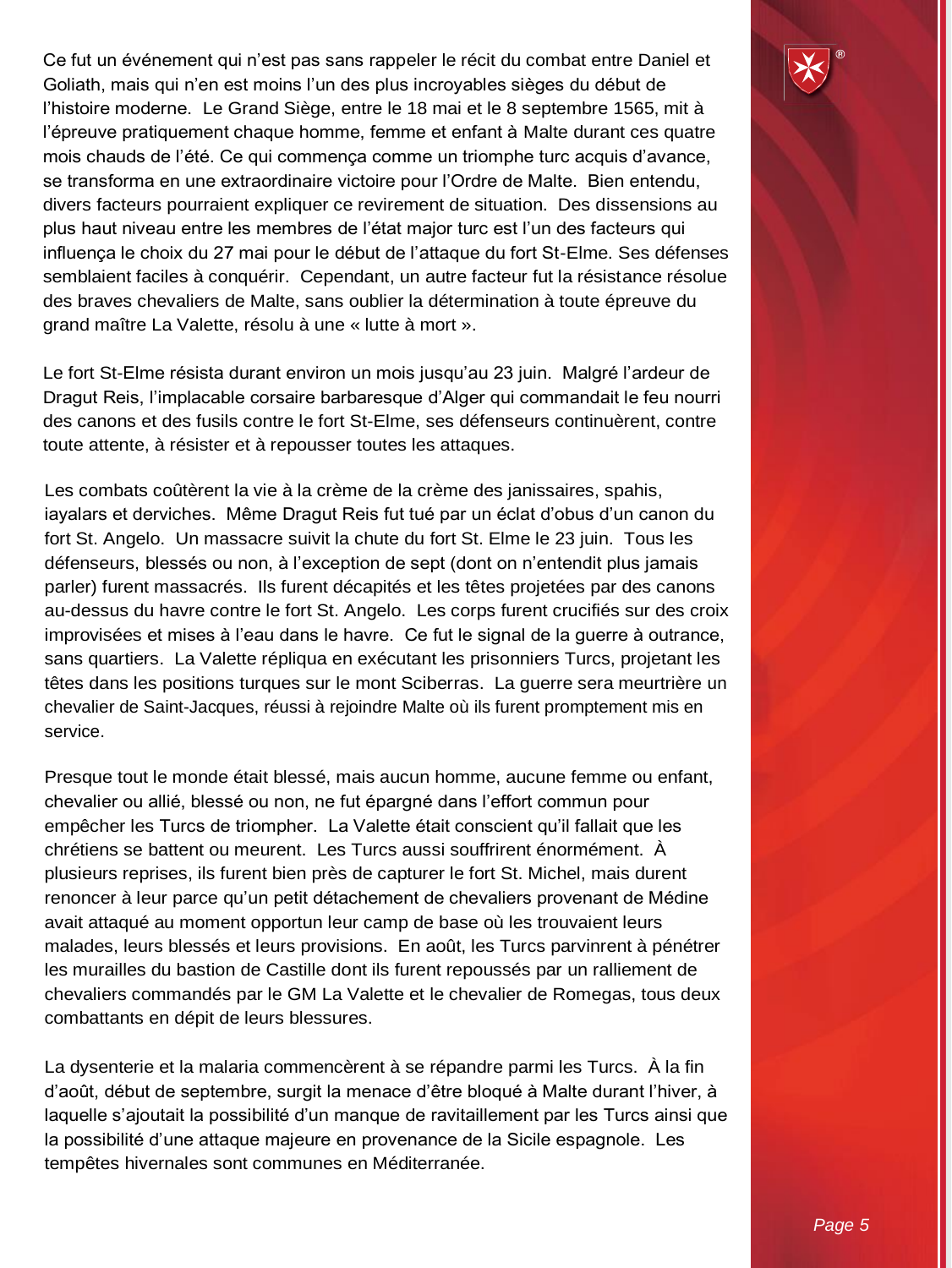Ce fut un événement qui n'est pas sans rappeler le récit du combat entre Daniel et Goliath, mais qui n'en est moins l'un des plus incroyables sièges du début de l'histoire moderne. Le Grand Siège, entre le 18 mai et le 8 septembre 1565, mit à l'épreuve pratiquement chaque homme, femme et enfant à Malte durant ces quatre mois chauds de l'été. Ce qui commença comme un triomphe turc acquis d'avance, se transforma en une extraordinaire victoire pour l'Ordre de Malte. Bien entendu, divers facteurs pourraient expliquer ce revirement de situation. Des dissensions au plus haut niveau entre les membres de l'état major turc est l'un des facteurs qui influença le choix du 27 mai pour le début de l'attaque du fort St-Elme. Ses défenses semblaient faciles à conquérir. Cependant, un autre facteur fut la résistance résolue des braves chevaliers de Malte, sans oublier la détermination à toute épreuve du grand maître La Valette, résolu à une « lutte à mort ».

Le fort St-Elme résista durant environ un mois jusqu'au 23 juin. Malgré l'ardeur de Dragut Reis, l'implacable corsaire barbaresque d'Alger qui commandait le feu nourri des canons et des fusils contre le fort St-Elme, ses défenseurs continuèrent, contre toute attente, à résister et à repousser toutes les attaques.

Les combats coûtèrent la vie à la crème de la crème des janissaires, spahis, iayalars et derviches. Même Dragut Reis fut tué par un éclat d'obus d'un canon du fort St. Angelo. Un massacre suivit la chute du fort St. Elme le 23 juin. Tous les défenseurs, blessés ou non, à l'exception de sept (dont on n'entendit plus jamais parler) furent massacrés. Ils furent décapités et les têtes projetées par des canons au-dessus du havre contre le fort St. Angelo. Les corps furent crucifiés sur des croix improvisées et mises à l'eau dans le havre. Ce fut le signal de la guerre à outrance, sans quartiers. La Valette répliqua en exécutant les prisonniers Turcs, projetant les têtes dans les positions turques sur le mont Sciberras. La guerre sera meurtrière un chevalier de Saint-Jacques, réussi à rejoindre Malte où ils furent promptement mis en service.

Presque tout le monde était blessé, mais aucun homme, aucune femme ou enfant, chevalier ou allié, blessé ou non, ne fut épargné dans l'effort commun pour empêcher les Turcs de triompher. La Valette était conscient qu'il fallait que les chrétiens se battent ou meurent. Les Turcs aussi souffrirent énormément. À plusieurs reprises, ils furent bien près de capturer le fort St. Michel, mais durent renoncer à leur parce qu'un petit détachement de chevaliers provenant de Médine avait attaqué au moment opportun leur camp de base où les trouvaient leurs malades, leurs blessés et leurs provisions. En août, les Turcs parvinrent à pénétrer les murailles du bastion de Castille dont ils furent repoussés par un ralliement de chevaliers commandés par le GM La Valette et le chevalier de Romegas, tous deux combattants en dépit de leurs blessures.

La dysenterie et la malaria commencèrent à se répandre parmi les Turcs. À la fin d'août, début de septembre, surgit la menace d'être bloqué à Malte durant l'hiver, à laquelle s'ajoutait la possibilité d'un manque de ravitaillement par les Turcs ainsi que la possibilité d'une attaque majeure en provenance de la Sicile espagnole. Les tempêtes hivernales sont communes en Méditerranée.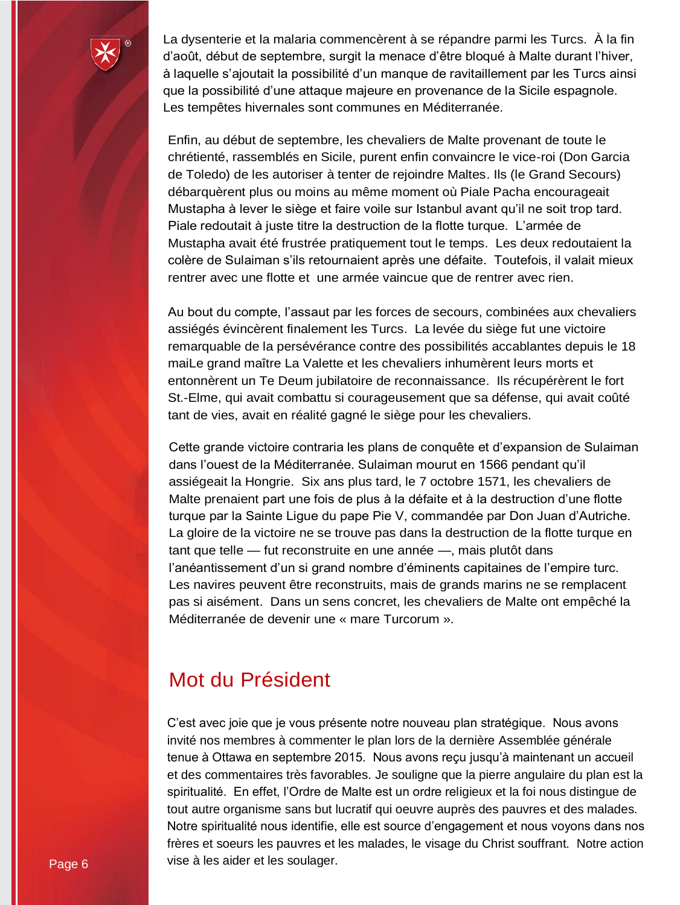La dysenterie et la malaria commencèrent à se répandre parmi les Turcs. À la fin d'août, début de septembre, surgit la menace d'être bloqué à Malte durant l'hiver, à laquelle s'ajoutait la possibilité d'un manque de ravitaillement par les Turcs ainsi que la possibilité d'une attaque majeure en provenance de la Sicile espagnole. Les tempêtes hivernales sont communes en Méditerranée.

Enfin, au début de septembre, les chevaliers de Malte provenant de toute le chrétienté, rassemblés en Sicile, purent enfin convaincre le vice-roi (Don Garcia de Toledo) de les autoriser à tenter de rejoindre Maltes. Ils (le Grand Secours) débarquèrent plus ou moins au même moment où Piale Pacha encourageait Mustapha à lever le siège et faire voile sur Istanbul avant qu'il ne soit trop tard. Piale redoutait à juste titre la destruction de la flotte turque. L'armée de Mustapha avait été frustrée pratiquement tout le temps. Les deux redoutaient la colère de Sulaiman s'ils retournaient après une défaite. Toutefois, il valait mieux rentrer avec une flotte et une armée vaincue que de rentrer avec rien.

Au bout du compte, l'assaut par les forces de secours, combinées aux chevaliers assiégés évincèrent finalement les Turcs. La levée du siège fut une victoire remarquable de la persévérance contre des possibilités accablantes depuis le 18 maiLe grand maître La Valette et les chevaliers inhumèrent leurs morts et entonnèrent un Te Deum jubilatoire de reconnaissance. Ils récupérèrent le fort St.-Elme, qui avait combattu si courageusement que sa défense, qui avait coûté tant de vies, avait en réalité gagné le siège pour les chevaliers.

Cette grande victoire contraria les plans de conquête et d'expansion de Sulaiman dans l'ouest de la Méditerranée. Sulaiman mourut en 1566 pendant qu'il assiégeait la Hongrie. Six ans plus tard, le 7 octobre 1571, les chevaliers de Malte prenaient part une fois de plus à la défaite et à la destruction d'une flotte turque par la Sainte Ligue du pape Pie V, commandée par Don Juan d'Autriche. La gloire de la victoire ne se trouve pas dans la destruction de la flotte turque en tant que telle — fut reconstruite en une année —, mais plutôt dans l'anéantissement d'un si grand nombre d'éminents capitaines de l'empire turc. Les navires peuvent être reconstruits, mais de grands marins ne se remplacent pas si aisément. Dans un sens concret, les chevaliers de Malte ont empêché la Méditerranée de devenir une « mare Turcorum ».

## Mot du Président

C'est avec joie que je vous présente notre nouveau plan stratégique. Nous avons invité nos membres à commenter le plan lors de la dernière Assemblée générale tenue à Ottawa en septembre 2015. Nous avons reçu jusqu'à maintenant un accueil et des commentaires très favorables. Je souligne que la pierre angulaire du plan est la spiritualité. En effet, l'Ordre de Malte est un ordre religieux et la foi nous distingue de tout autre organisme sans but lucratif qui oeuvre auprès des pauvres et des malades. Notre spiritualité nous identifie, elle est source d'engagement et nous voyons dans nos frères et soeurs les pauvres et les malades, le visage du Christ souffrant. Notre action vise à les aider et les soulager.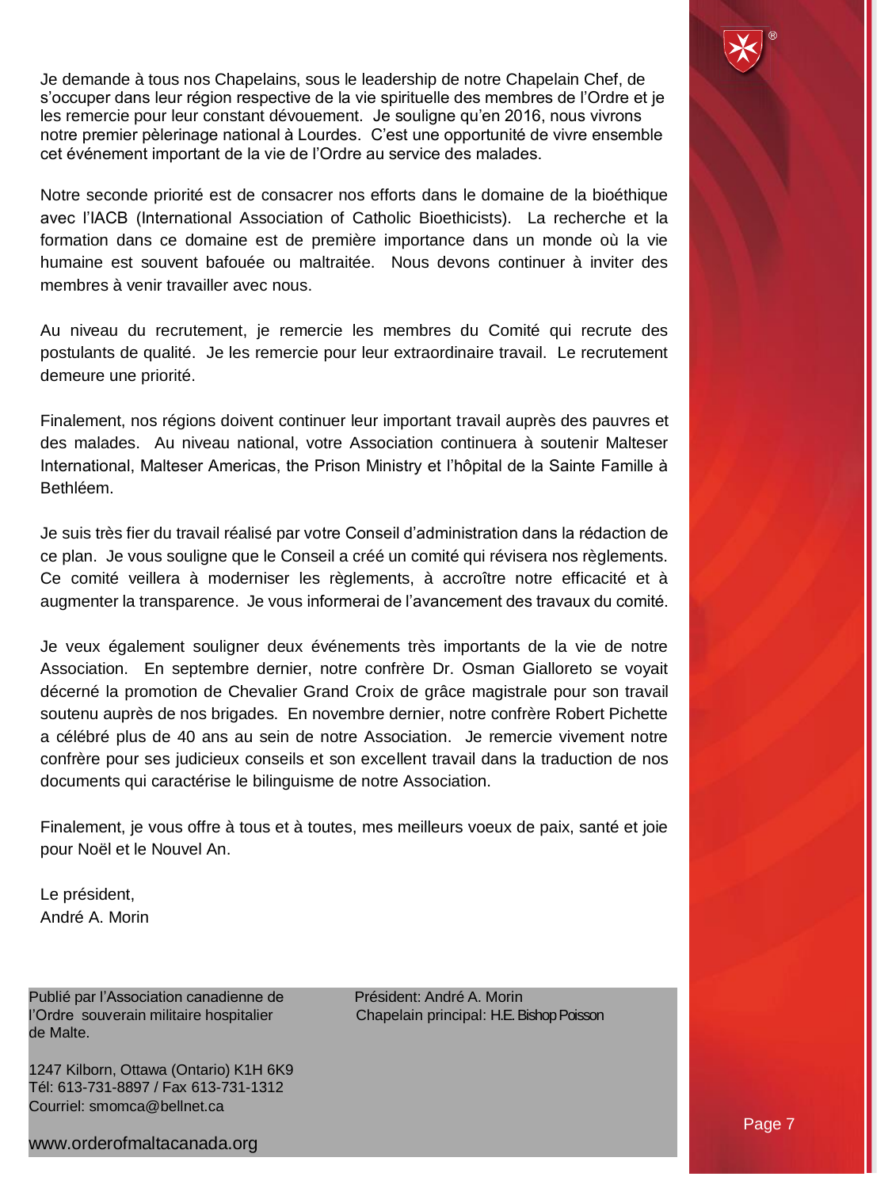Je demande à tous nos Chapelains, sous le leadership de notre Chapelain Chef, de s'occuper dans leur région respective de la vie spirituelle des membres de l'Ordre et je les remercie pour leur constant dévouement. Je souligne qu'en 2016, nous vivrons notre premier pèlerinage national à Lourdes. C'est une opportunité de vivre ensemble cet événement important de la vie de l'Ordre au service des malades.

Notre seconde priorité est de consacrer nos efforts dans le domaine de la bioéthique avec l'IACB (International Association of Catholic Bioethicists). La recherche et la formation dans ce domaine est de première importance dans un monde où la vie humaine est souvent bafouée ou maltraitée. Nous devons continuer à inviter des membres à venir travailler avec nous.

Au niveau du recrutement, je remercie les membres du Comité qui recrute des postulants de qualité. Je les remercie pour leur extraordinaire travail. Le recrutement demeure une priorité.

Finalement, nos régions doivent continuer leur important travail auprès des pauvres et des malades. Au niveau national, votre Association continuera à soutenir Malteser International, Malteser Americas, the Prison Ministry et l'hôpital de la Sainte Famille à Bethléem.

Je suis très fier du travail réalisé par votre Conseil d'administration dans la rédaction de ce plan. Je vous souligne que le Conseil a créé un comité qui révisera nos règlements. Ce comité veillera à moderniser les règlements, à accroître notre efficacité et à augmenter la transparence. Je vous informerai de l'avancement des travaux du comité.

Je veux également souligner deux événements très importants de la vie de notre Association. En septembre dernier, notre confrère Dr. Osman Gialloreto se voyait décerné la promotion de Chevalier Grand Croix de grâce magistrale pour son travail soutenu auprès de nos brigades. En novembre dernier, notre confrère Robert Pichette a célébré plus de 40 ans au sein de notre Association. Je remercie vivement notre confrère pour ses judicieux conseils et son excellent travail dans la traduction de nos documents qui caractérise le bilinguisme de notre Association.

Finalement, je vous offre à tous et à toutes, mes meilleurs voeux de paix, santé et joie pour Noël et le Nouvel An.

Le président,
André A. Morin

Publié par l'Association canadienne de l'Ordre souverain militaire hospitalier de Malte.

1247 Kilborn, Ottawa (Ontario) K1H 6K9
Tél: 613-731-8897 / Fax 613-731-1312
Courriel: smomca@bellnet.ca

www.orderofmaltacanada.org

Président: André A. Morin
Chapelain principal: H.E. Bishop Poisson